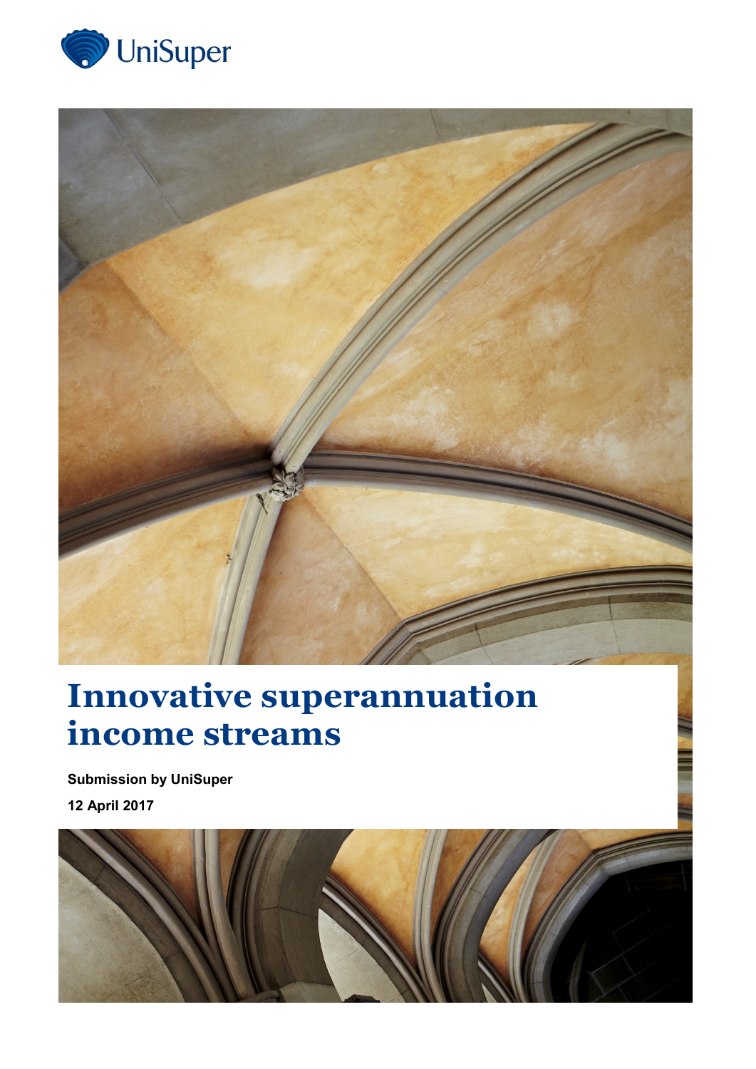UniSuper

# Innovative superannuation income streams

**Submission by UniSuper**

**12 April 2017**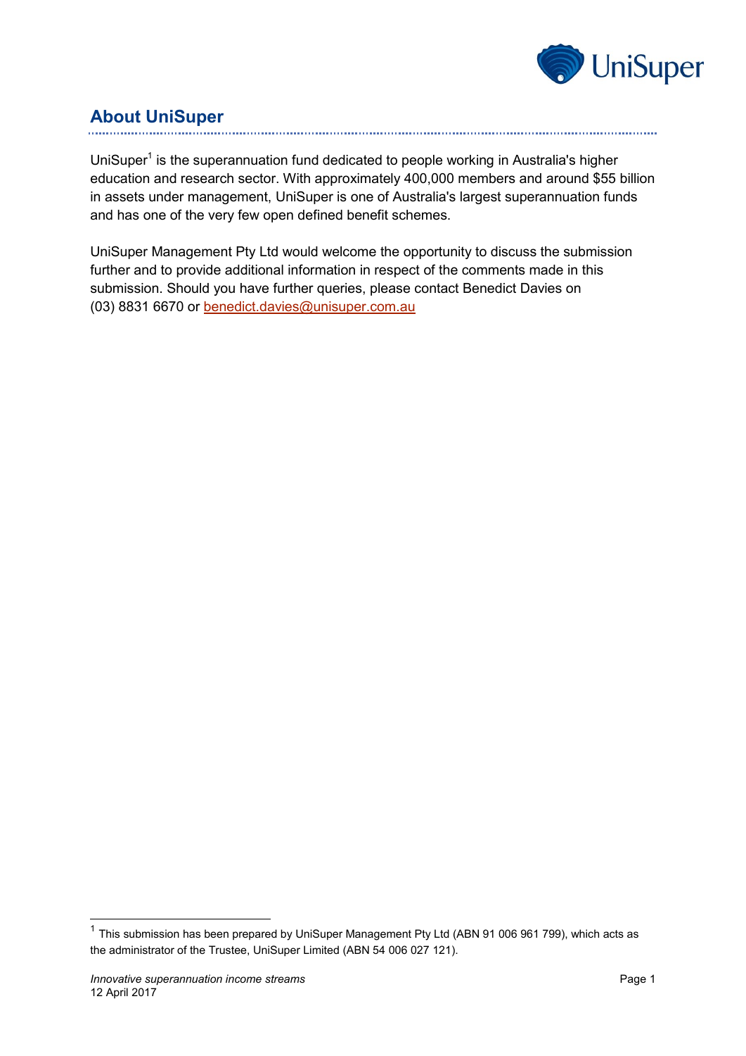## About UniSuper

UniSuper[1] is the superannuation fund dedicated to people working in Australia's higher education and research sector. With approximately 400,000 members and around $55 billion in assets under management, UniSuper is one of Australia's largest superannuation funds and has one of the very few open defined benefit schemes.

UniSuper Management Pty Ltd would welcome the opportunity to discuss the submission further and to provide additional information in respect of the comments made in this submission. Should you have further queries, please contact Benedict Davies on (03) 8831 6670 or benedict.davies@unisuper.com.au

[1] This submission has been prepared by UniSuper Management Pty Ltd (ABN 91 006 961 799), which acts as the administrator of the Trustee, UniSuper Limited (ABN 54 006 027 121).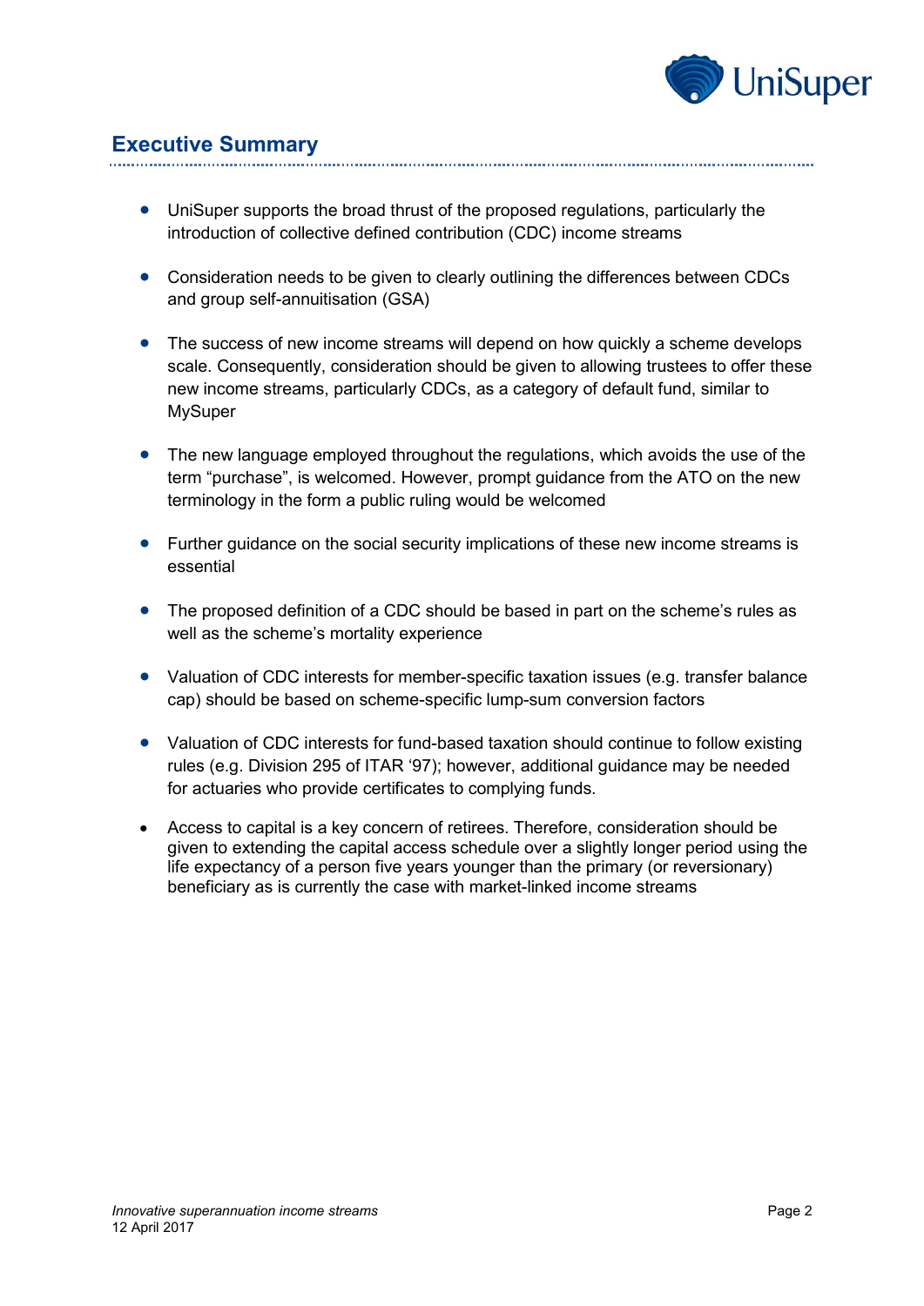## Executive Summary

- UniSuper supports the broad thrust of the proposed regulations, particularly the introduction of collective defined contribution (CDC) income streams
- Consideration needs to be given to clearly outlining the differences between CDCs and group self-annuitisation (GSA)
- The success of new income streams will depend on how quickly a scheme develops scale. Consequently, consideration should be given to allowing trustees to offer these new income streams, particularly CDCs, as a category of default fund, similar to MySuper
- The new language employed throughout the regulations, which avoids the use of the term "purchase", is welcomed. However, prompt guidance from the ATO on the new terminology in the form a public ruling would be welcomed
- Further guidance on the social security implications of these new income streams is essential
- The proposed definition of a CDC should be based in part on the scheme's rules as well as the scheme's mortality experience
- Valuation of CDC interests for member-specific taxation issues (e.g. transfer balance cap) should be based on scheme-specific lump-sum conversion factors
- Valuation of CDC interests for fund-based taxation should continue to follow existing rules (e.g. Division 295 of ITAR '97); however, additional guidance may be needed for actuaries who provide certificates to complying funds.
- Access to capital is a key concern of retirees. Therefore, consideration should be given to extending the capital access schedule over a slightly longer period using the life expectancy of a person five years younger than the primary (or reversionary) beneficiary as is currently the case with market-linked income streams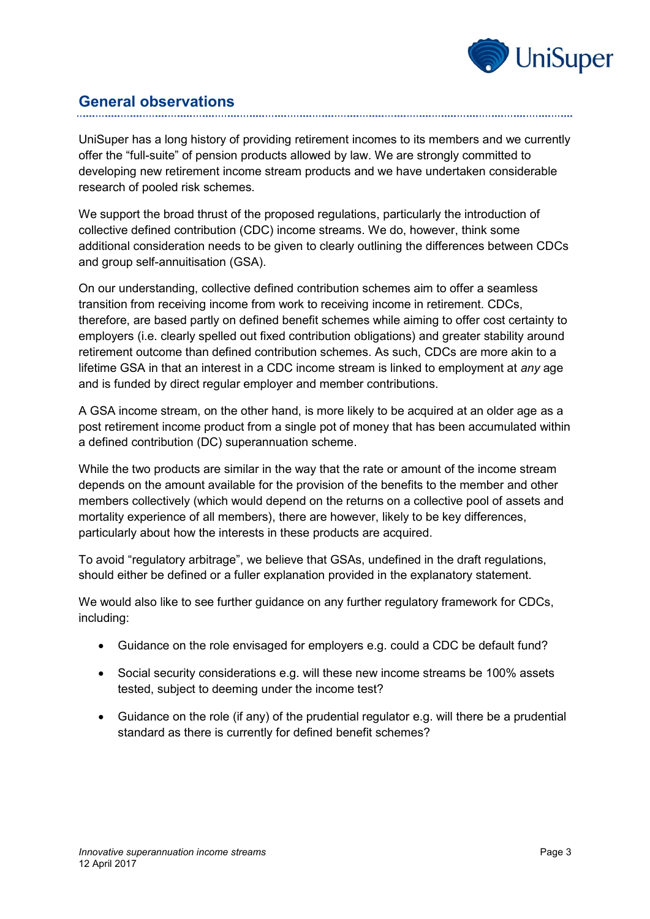## General observations

UniSuper has a long history of providing retirement incomes to its members and we currently offer the “full-suite” of pension products allowed by law. We are strongly committed to developing new retirement income stream products and we have undertaken considerable research of pooled risk schemes.

We support the broad thrust of the proposed regulations, particularly the introduction of collective defined contribution (CDC) income streams. We do, however, think some additional consideration needs to be given to clearly outlining the differences between CDCs and group self-annuitisation (GSA).

On our understanding, collective defined contribution schemes aim to offer a seamless transition from receiving income from work to receiving income in retirement. CDCs, therefore, are based partly on defined benefit schemes while aiming to offer cost certainty to employers (i.e. clearly spelled out fixed contribution obligations) and greater stability around retirement outcome than defined contribution schemes. As such, CDCs are more akin to a lifetime GSA in that an interest in a CDC income stream is linked to employment at *any* age and is funded by direct regular employer and member contributions.

A GSA income stream, on the other hand, is more likely to be acquired at an older age as a post retirement income product from a single pot of money that has been accumulated within a defined contribution (DC) superannuation scheme.

While the two products are similar in the way that the rate or amount of the income stream depends on the amount available for the provision of the benefits to the member and other members collectively (which would depend on the returns on a collective pool of assets and mortality experience of all members), there are however, likely to be key differences, particularly about how the interests in these products are acquired.

To avoid “regulatory arbitrage”, we believe that GSAs, undefined in the draft regulations, should either be defined or a fuller explanation provided in the explanatory statement.

We would also like to see further guidance on any further regulatory framework for CDCs, including:

- Guidance on the role envisaged for employers e.g. could a CDC be default fund?
- Social security considerations e.g. will these new income streams be 100% assets tested, subject to deeming under the income test?
- Guidance on the role (if any) of the prudential regulator e.g. will there be a prudential standard as there is currently for defined benefit schemes?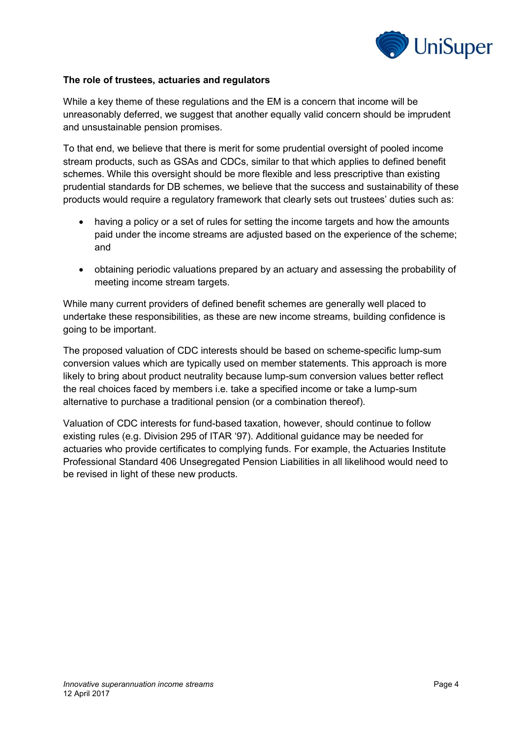**The role of trustees, actuaries and regulators**

While a key theme of these regulations and the EM is a concern that income will be unreasonably deferred, we suggest that another equally valid concern should be imprudent and unsustainable pension promises.

To that end, we believe that there is merit for some prudential oversight of pooled income stream products, such as GSAs and CDCs, similar to that which applies to defined benefit schemes. While this oversight should be more flexible and less prescriptive than existing prudential standards for DB schemes, we believe that the success and sustainability of these products would require a regulatory framework that clearly sets out trustees' duties such as:

- having a policy or a set of rules for setting the income targets and how the amounts paid under the income streams are adjusted based on the experience of the scheme; and
- obtaining periodic valuations prepared by an actuary and assessing the probability of meeting income stream targets.

While many current providers of defined benefit schemes are generally well placed to undertake these responsibilities, as these are new income streams, building confidence is going to be important.

The proposed valuation of CDC interests should be based on scheme-specific lump-sum conversion values which are typically used on member statements. This approach is more likely to bring about product neutrality because lump-sum conversion values better reflect the real choices faced by members i.e. take a specified income or take a lump-sum alternative to purchase a traditional pension (or a combination thereof).

Valuation of CDC interests for fund-based taxation, however, should continue to follow existing rules (e.g. Division 295 of ITAR '97). Additional guidance may be needed for actuaries who provide certificates to complying funds. For example, the Actuaries Institute Professional Standard 406 Unsegregated Pension Liabilities in all likelihood would need to be revised in light of these new products.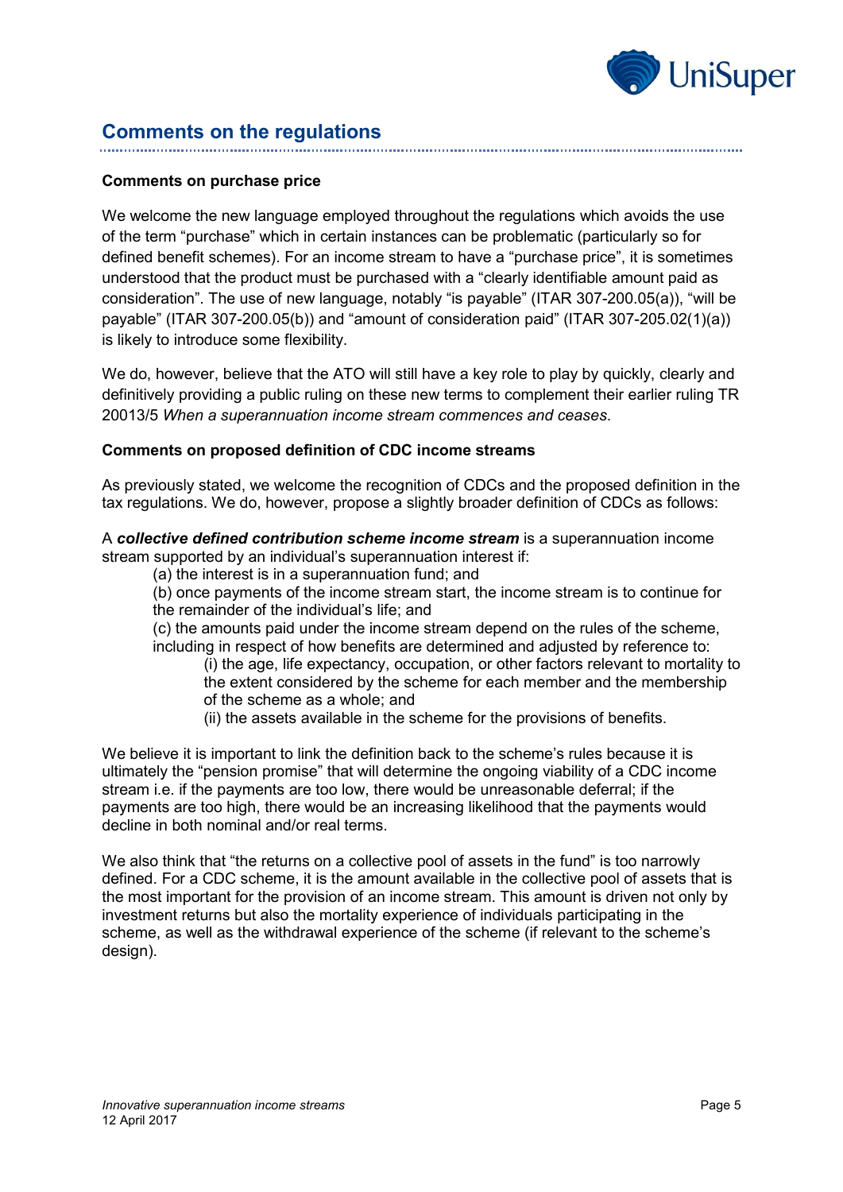## Comments on the regulations

**Comments on purchase price**

We welcome the new language employed throughout the regulations which avoids the use of the term "purchase" which in certain instances can be problematic (particularly so for defined benefit schemes). For an income stream to have a "purchase price", it is sometimes understood that the product must be purchased with a "clearly identifiable amount paid as consideration". The use of new language, notably "is payable" (ITAR 307-200.05(a)), "will be payable" (ITAR 307-200.05(b)) and "amount of consideration paid" (ITAR 307-205.02(1)(a)) is likely to introduce some flexibility.

We do, however, believe that the ATO will still have a key role to play by quickly, clearly and definitively providing a public ruling on these new terms to complement their earlier ruling TR 20013/5 *When a superannuation income stream commences and ceases*.

**Comments on proposed definition of CDC income streams**

As previously stated, we welcome the recognition of CDCs and the proposed definition in the tax regulations. We do, however, propose a slightly broader definition of CDCs as follows:

A ***collective defined contribution scheme income stream*** is a superannuation income stream supported by an individual's superannuation interest if:

(a) the interest is in a superannuation fund; and

(b) once payments of the income stream start, the income stream is to continue for the remainder of the individual's life; and

(c) the amounts paid under the income stream depend on the rules of the scheme, including in respect of how benefits are determined and adjusted by reference to:

(i) the age, life expectancy, occupation, or other factors relevant to mortality to the extent considered by the scheme for each member and the membership of the scheme as a whole; and

(ii) the assets available in the scheme for the provisions of benefits.

We believe it is important to link the definition back to the scheme's rules because it is ultimately the "pension promise" that will determine the ongoing viability of a CDC income stream i.e. if the payments are too low, there would be unreasonable deferral; if the payments are too high, there would be an increasing likelihood that the payments would decline in both nominal and/or real terms.

We also think that "the returns on a collective pool of assets in the fund" is too narrowly defined. For a CDC scheme, it is the amount available in the collective pool of assets that is the most important for the provision of an income stream. This amount is driven not only by investment returns but also the mortality experience of individuals participating in the scheme, as well as the withdrawal experience of the scheme (if relevant to the scheme's design).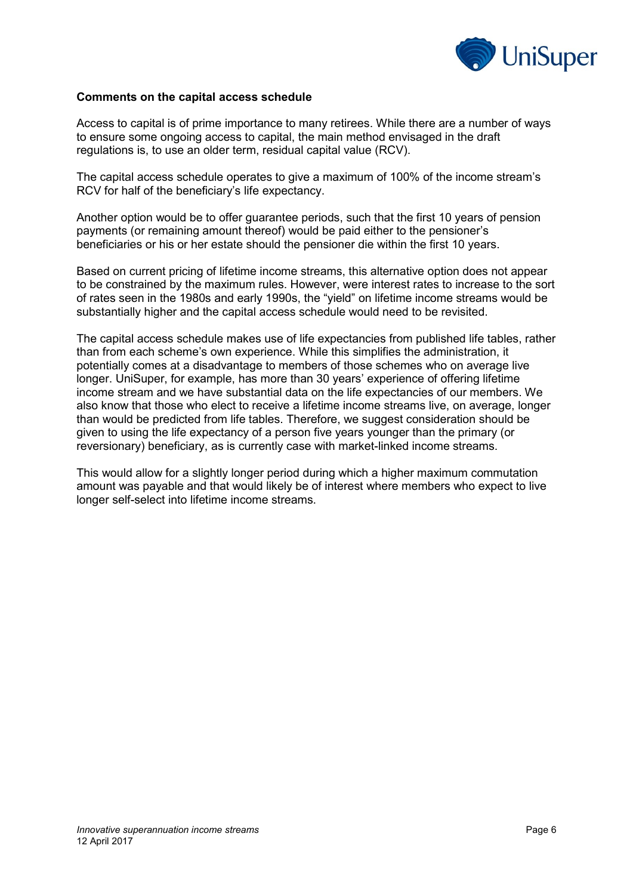**Comments on the capital access schedule**

Access to capital is of prime importance to many retirees. While there are a number of ways to ensure some ongoing access to capital, the main method envisaged in the draft regulations is, to use an older term, residual capital value (RCV).

The capital access schedule operates to give a maximum of 100% of the income stream's RCV for half of the beneficiary's life expectancy.

Another option would be to offer guarantee periods, such that the first 10 years of pension payments (or remaining amount thereof) would be paid either to the pensioner's beneficiaries or his or her estate should the pensioner die within the first 10 years.

Based on current pricing of lifetime income streams, this alternative option does not appear to be constrained by the maximum rules. However, were interest rates to increase to the sort of rates seen in the 1980s and early 1990s, the "yield" on lifetime income streams would be substantially higher and the capital access schedule would need to be revisited.

The capital access schedule makes use of life expectancies from published life tables, rather than from each scheme's own experience. While this simplifies the administration, it potentially comes at a disadvantage to members of those schemes who on average live longer. UniSuper, for example, has more than 30 years' experience of offering lifetime income stream and we have substantial data on the life expectancies of our members. We also know that those who elect to receive a lifetime income streams live, on average, longer than would be predicted from life tables. Therefore, we suggest consideration should be given to using the life expectancy of a person five years younger than the primary (or reversionary) beneficiary, as is currently case with market-linked income streams.

This would allow for a slightly longer period during which a higher maximum commutation amount was payable and that would likely be of interest where members who expect to live longer self-select into lifetime income streams.